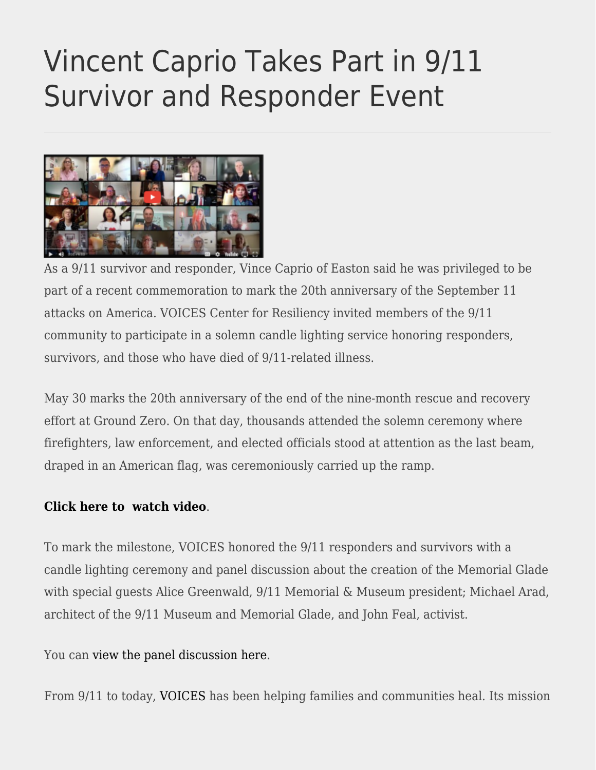# Vincent Caprio Takes Part in 9/11 Survivor and Responder Event

As a 9/11 survivor and responder, Vince Caprio of Easton said he was privileged to be part of a recent commemoration to mark the 20th anniversary of the September 11 attacks on America. VOICES Center for Resiliency invited members of the 9/11 community to participate in a solemn candle lighting service honoring responders, survivors, and those who have died of 9/11-related illness.

May 30 marks the 20th anniversary of the end of the nine-month rescue and recovery effort at Ground Zero. On that day, thousands attended the solemn ceremony where firefighters, law enforcement, and elected officials stood at attention as the last beam, draped in an American flag, was ceremoniously carried up the ramp.

**Click here to watch video**.

To mark the milestone, VOICES honored the 9/11 responders and survivors with a candle lighting ceremony and panel discussion about the creation of the Memorial Glade with special guests Alice Greenwald, 9/11 Memorial & Museum president; Michael Arad, architect of the 9/11 Museum and Memorial Glade, and John Feal, activist.

You can view the panel discussion here.

From 9/11 to today, VOICES has been helping families and communities heal. Its mission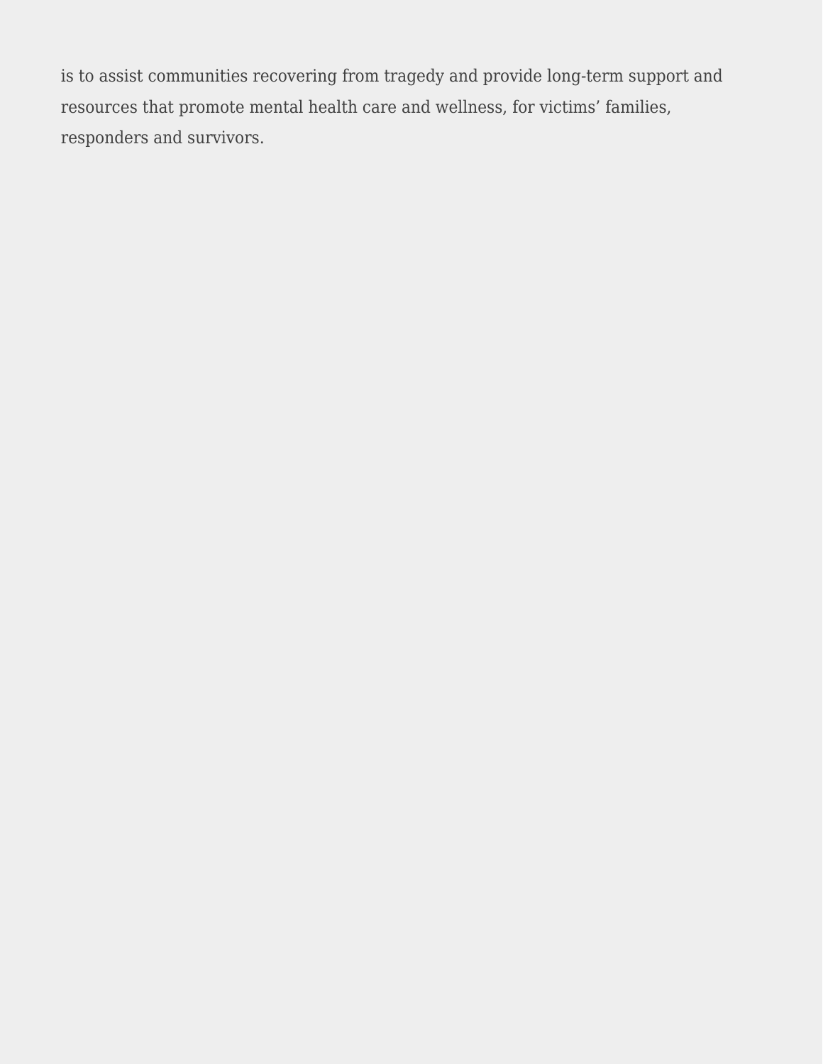is to assist communities recovering from tragedy and provide long-term support and resources that promote mental health care and wellness, for victims' families, responders and survivors.